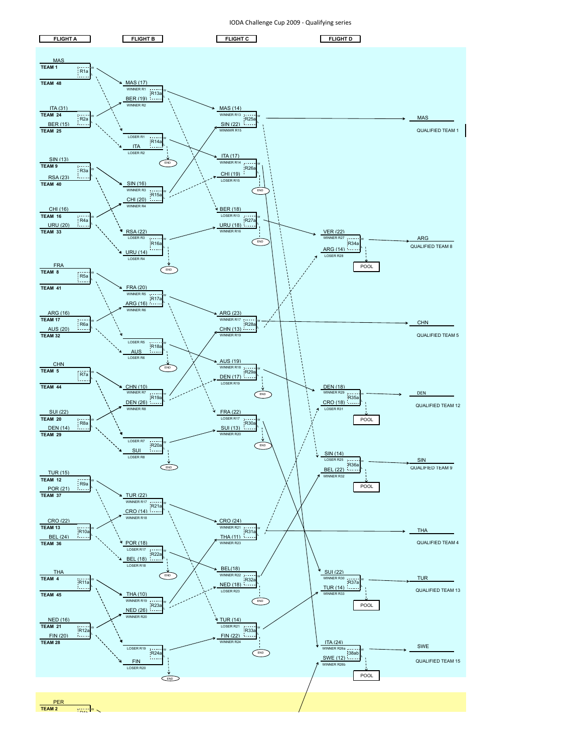# IODA Challenge Cup 2009 - Qualifying series

## FLIGHT A

| Race | Team (W line) | Team (L line) |
|---|---|---|
| R1a | MAS — TEAM 1 | TEAM 48 |
| R2a | ITA (31) — TEAM 24 | BER (15) — TEAM 25 |
| R3a | SIN (13) — TEAM 9 | RSA (23) — TEAM 40 |
| R4a | CHI (16) — TEAM 16 | URU (20) — TEAM 33 |
| R5a | FRA — TEAM 8 | TEAM 41 |
| R6a | ARG (16) — TEAM 17 | AUS (20) — TEAM 32 |
| R7a | CHN — TEAM 5 | TEAM 44 |
| R8a | SUI (22) — TEAM 20 | DEN (14) — TEAM 29 |
| R9a | TUR (15) — TEAM 12 | POR (21) — TEAM 37 |
| R10a | CRO (22) — TEAM 13 | BEL (24) — TEAM 36 |
| R11a | THA — TEAM 4 | TEAM 45 |
| R12a | NED (16) — TEAM 21 | FIN (20) — TEAM 28 |

## FLIGHT B

| Race | Entry 1 | Entry 2 | Loser |
|---|---|---|---|
| R13a | MAS (17) — WINNER R1 | BER (19) — WINNER R2 | |
| R14a | LOSER R1 | ITA — LOSER R2 | END |
| R15a | SIN (16) — WINNER R3 | CHI (20) — WINNER R4 | |
| R16a | RSA (22) — LOSER R3 | URU (14) — LOSER R4 | END |
| R17a | FRA (20) — WINNER R5 | ARG (16) — WINNER R6 | |
| R18a | LOSER R5 | AUS — LOSER R6 | END |
| R19a | CHN (10) — WINNER R7 | DEN (26) — WINNER R8 | |
| R20a | LOSER R7 | SUI — LOSER R8 | END |
| R21a | TUR (22) — WINNER R17 | CRO (14) — WINNER R18 | |
| R22a | POR (18) — LOSER R17 | BEL (18) — LOSER R18 | END |
| R23a | THA (10) — WINNER R19 | NED (26) — WINNER R20 | |
| R24a | LOSER R19 | FIN — LOSER R20 | END |

## FLIGHT C

| Race | Entry 1 | Entry 2 | Loser |
|---|---|---|---|
| R25a | MAS (14) — WINNER R13 | SIN (22) — WINNWR R15 | |
| R26a | ITA (17) — WINNER R14 | CHI (19) — LOSER R15 | END |
| R27a | BER (18) — LOSER R13 | URU (18) — WINNER R16 | END |
| R28a | ARG (23) — WINNER R17 | CHN (13) — WINNER R19 | |
| R29a | AUS (19) — WINNER R18 | DEN (17) — LOSER R19 | END |
| R30a | FRA (22) — LOSER R17 | SUI (13) — WINNER R20 | END |
| R31a | CRO (24) — WINNER R21 | THA (11) — WINNER R23 | |
| R32a | BEL(18) — WINNER R22 | NED (18) — LOSER R23 | END |
| R33a | TUR (14) — LOSER R21 | FIN (22) — WINNER R24 | END |

## FLIGHT D

| Race | Entry 1 | Entry 2 | Loser | Qualified |
|---|---|---|---|---|
| R25a (W) | | | | MAS — QUALIFIED TEAM 1 |
| R34a | VER (22) — WINNER R27 | ARG (14) — LOSER R28 | POOL | ARG — QUALIFIED TEAM 8 |
| R28a (W) | | | | CHN — QUALIFIED TEAM 5 |
| R35a | DEN (18) — WINNER R29 | CRO (18) — LOSER R31 | POOL | DEN — QUALIFIED TEAM 12 |
| R36a | SIN (14) — LOSER R25 | BEL (22) — WINNER R32 | POOL | SIN — QUALIFIED TEAM 9 |
| R31a (W) | | | | THA — QUALIFIED TEAM 4 |
| R37a | SUI (22) — WINNER R30 | TUR (14) — WINNER R33 | POOL | TUR — QUALIFIED TEAM 13 |
| 38ab | ITA (24) — WINNER R26a | SWE (12) — WINNER R26b | POOL | SWE — QUALIFIED TEAM 15 |

PER — TEAM 2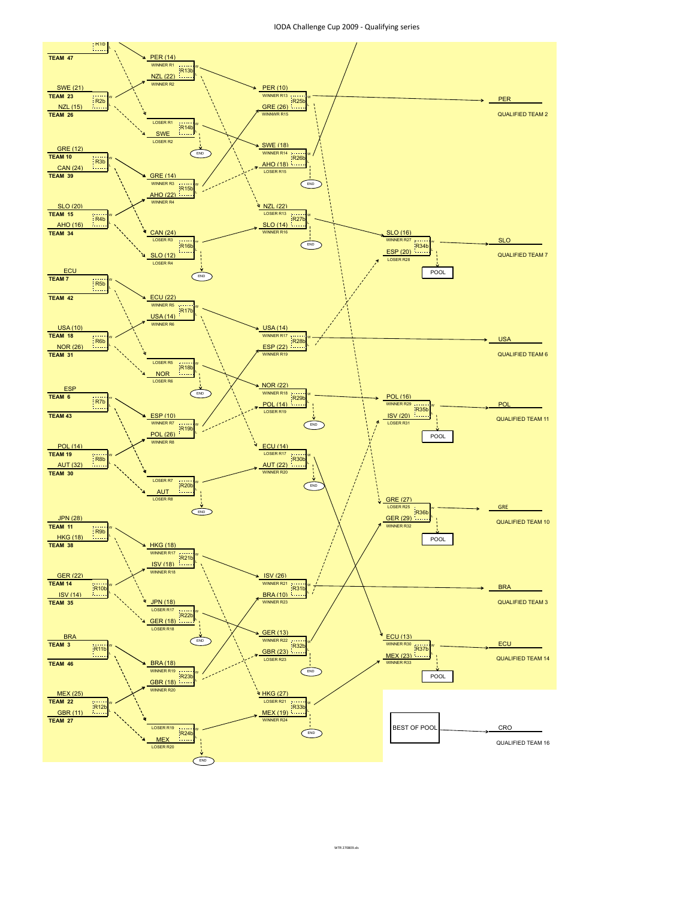# IODA Challenge Cup 2009 - Qualifying series

## First round

| Race | Team | Result | Team | Result |
|---|---|---|---|---|
| R1b | TEAM 47 | | | |
| R2b | TEAM 23 | SWE (21) | TEAM 26 | NZL (15) |
| R3b | TEAM 10 | GRE (12) | TEAM 39 | CAN (24) |
| R4b | TEAM 15 | SLO (20) | TEAM 34 | AHO (16) |
| R5b | TEAM 7 | ECU | TEAM 42 | |
| R6b | TEAM 18 | USA (10) | TEAM 31 | NOR (26) |
| R7b | TEAM 6 | ESP | TEAM 43 | |
| R8b | TEAM 19 | POL (14) | TEAM 30 | AUT (32) |
| R9b | TEAM 11 | JPN (28) | TEAM 38 | HKG (18) |
| R10b | TEAM 14 | GER (22) | TEAM 35 | ISV (14) |
| R11b | TEAM 3 | BRA | TEAM 46 | |
| R12b | TEAM 22 | MEX (25) | TEAM 27 | GBR (11) |

## Second round

| Race | Entry 1 | | Entry 2 | | Loser |
|---|---|---|---|---|---|
| R13b | WINNER R1 | PER (14) | WINNER R2 | NZL (22) | |
| R14b | LOSER R1 | | LOSER R2 | SWE | END |
| R15b | WINNER R3 | GRE (14) | WINNER R4 | AHO (22) | |
| R16b | LOSER R3 | CAN (24) | LOSER R4 | SLO (12) | END |
| R17b | WINNER R5 | ECU (22) | WINNER R6 | USA (14) | |
| R18b | LOSER R5 | | LOSER R6 | NOR | END |
| R19b | WINNER R7 | ESP (10) | WINNER R8 | POL (26) | |
| R20b | LOSER R7 | | LOSER R8 | AUT | END |
| R21b | WINNER R17 | HKG (18) | WINNER R18 | ISV (18) | |
| R22b | LOSER R17 | JPN (18) | LOSER R18 | GER (18) | END |
| R23b | WINNER R19 | BRA (18) | WINNER R20 | GBR (18) | |
| R24b | LOSER R19 | | LOSER R20 | MEX | END |

## Third round

| Race | Entry 1 | | Entry 2 | | Loser |
|---|---|---|---|---|---|
| R25b | WINNER R13 | PER (10) | WINNWR R15 | GRE (26) | |
| R26b | WINNER R14 | SWE (18) | LOSER R15 | AHO (18) | END |
| R27b | LOSER R13 | NZL (22) | WINNER R16 | SLO (14) | END |
| R28b | WINNER R17 | USA (14) | WINNER R19 | ESP (22) | |
| R29b | WINNER R18 | NOR (22) | LOSER R19 | POL (14) | END |
| R30b | LOSER R17 | ECU (14) | WINNER R20 | AUT (22) | END |
| R31b | WINNER R21 | ISV (26) | WINNER R23 | BRA (10) | |
| R32b | WINNER R22 | GER (13) | LOSER R23 | GBR (23) | END |
| R33b | LOSER R21 | HKG (27) | WINNER R24 | MEX (19) | END |

## Fourth round

| Race | Entry 1 | | Entry 2 | | Loser |
|---|---|---|---|---|---|
| R34b | WINNER R27 | SLO (16) | LOSER R28 | ESP (20) | POOL |
| R35b | WINNER R29 | POL (16) | LOSER R31 | ISV (20) | POOL |
| R36b | LOSER R25 | GRE (27) | WINNER R32 | GER (29) | POOL |
| R37b | WINNER R30 | ECU (13) | WINNER R33 | MEX (23) | POOL |

## Qualified

| Team | Qualified |
|---|---|
| PER | QUALIFIED TEAM 2 |
| SLO | QUALIFIED TEAM 7 |
| USA | QUALIFIED TEAM 6 |
| POL | QUALIFIED TEAM 11 |
| GRE | QUALIFIED TEAM 10 |
| BRA | QUALIFIED TEAM 3 |
| ECU | QUALIFIED TEAM 14 |
| CRO (BEST OF POOL) | QUALIFIED TEAM 16 |

WTR 270809.xls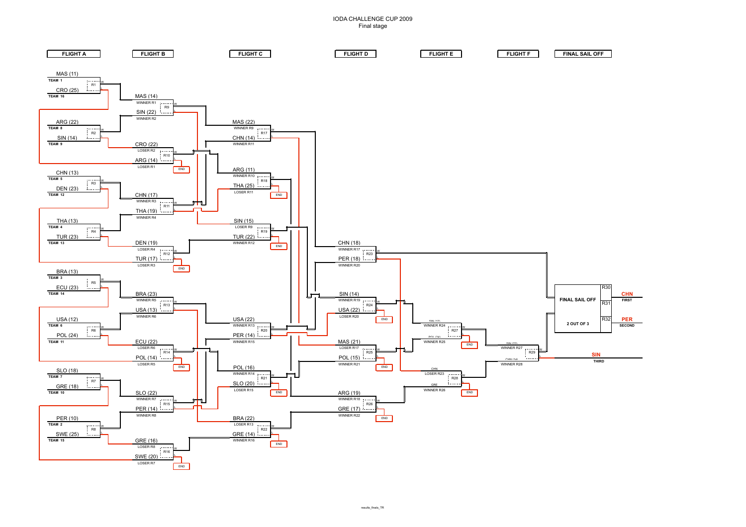# IODA CHALLENGE CUP 2009

Final stage

FLIGHT A

FLIGHT B

FLIGHT C

FLIGHT D

FLIGHT E

FLIGHT F

FINAL SAIL OFF

## FLIGHT A

R1: MAS (11) TEAM 1 — CRO (25) TEAM 16

R2: ARG (22) TEAM 8 — SIN (14) TEAM 9

R3: CHN (13) TEAM 5 — DEN (23) TEAM 12

R4: THA (13) TEAM 4 — TUR (23) TEAM 13

R5: BRA (13) TEAM 3 — ECU (23) TEAM 14

R6: USA (12) TEAM 6 — POL (24) TEAM 11

R7: SLO (18) TEAM 7 — GRE (18) TEAM 10

R8: PER (10) TEAM 2 — SWE (25) TEAM 15

## FLIGHT B

R9: MAS (14) WINNER R1 — SIN (22) WINNER R2

R10: CRO (22) LOSER R2 — ARG (14) LOSER R1 — END

R11: CHN (17) WINNER R3 — THA (19) WINNER R4

R12: DEN (19) LOSER R4 — TUR (17) LOSER R3 — END

R13: BRA (23) WINNER R5 — USA (13) WINNER R6

R14: ECU (22) LOSER R6 — POL (14) LOSER R5 — END

R15: SLO (22) WINNER R7 — PER (14) WINNER R8

R16: GRE (16) LOSER R8 — SWE (20) LOSER R7 — END

## FLIGHT C

R17: MAS (22) WINNER R9 — CHN (14) WINNER R11

R18: ARG (11) WINNER R10 — THA (25) LOSER R11 — END

R19: SIN (15) LOSER R9 — TUR (22) WINNER R12 — END

R20: USA (22) WINNER R13 — PER (14) WINNER R15

R21: POL (16) WINNER R14 — SLO (20) LOSER R15 — END

R22: BRA (22) LOSER R13 — GRE (14) WINNER R16 — END

## FLIGHT D

R23: CHN (18) WINNER R17 — PER (18) WINNER R20

R24: SIN (14) WINNER R19 — USA (22) LOSER R20 — END

R25: MAS (21) LOSER R17 — POL (15) WINNER R21 — END

R26: ARG (19) WINNER R18 — GRE (17) WINNER R22 — END

## FLIGHT E

R27: SIN (12) WINNER R24 — POL (24) WINNER R25 — END

R28: CHN LOSER R23 — GRE WINNER R26 — END

## FLIGHT F

R29: SIN (22) WINNER R27 — CHN (14) WINNER R28

## FINAL SAIL OFF

FINAL SAIL OFF

2 OUT OF 3

R30

R31

R32

CHN FIRST

PER SECOND

SIN THIRD